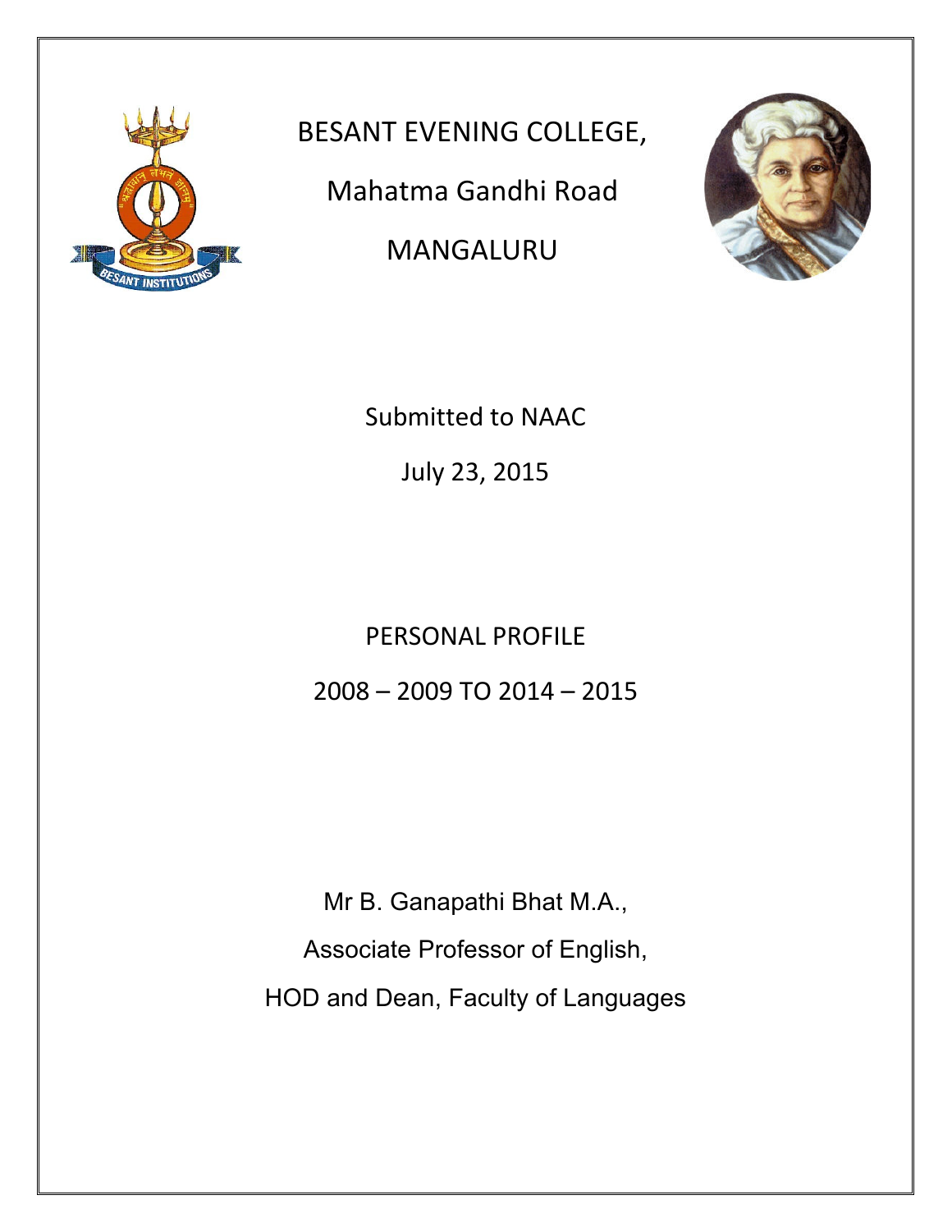# BESANT EVENING COLLEGE,

Mahatma Gandhi Road

MANGALURU

Submitted to NAAC

July 23, 2015

## PERSONAL PROFILE

2008 – 2009 TO 2014 – 2015

Mr B. Ganapathi Bhat M.A.,

Associate Professor of English,

HOD and Dean, Faculty of Languages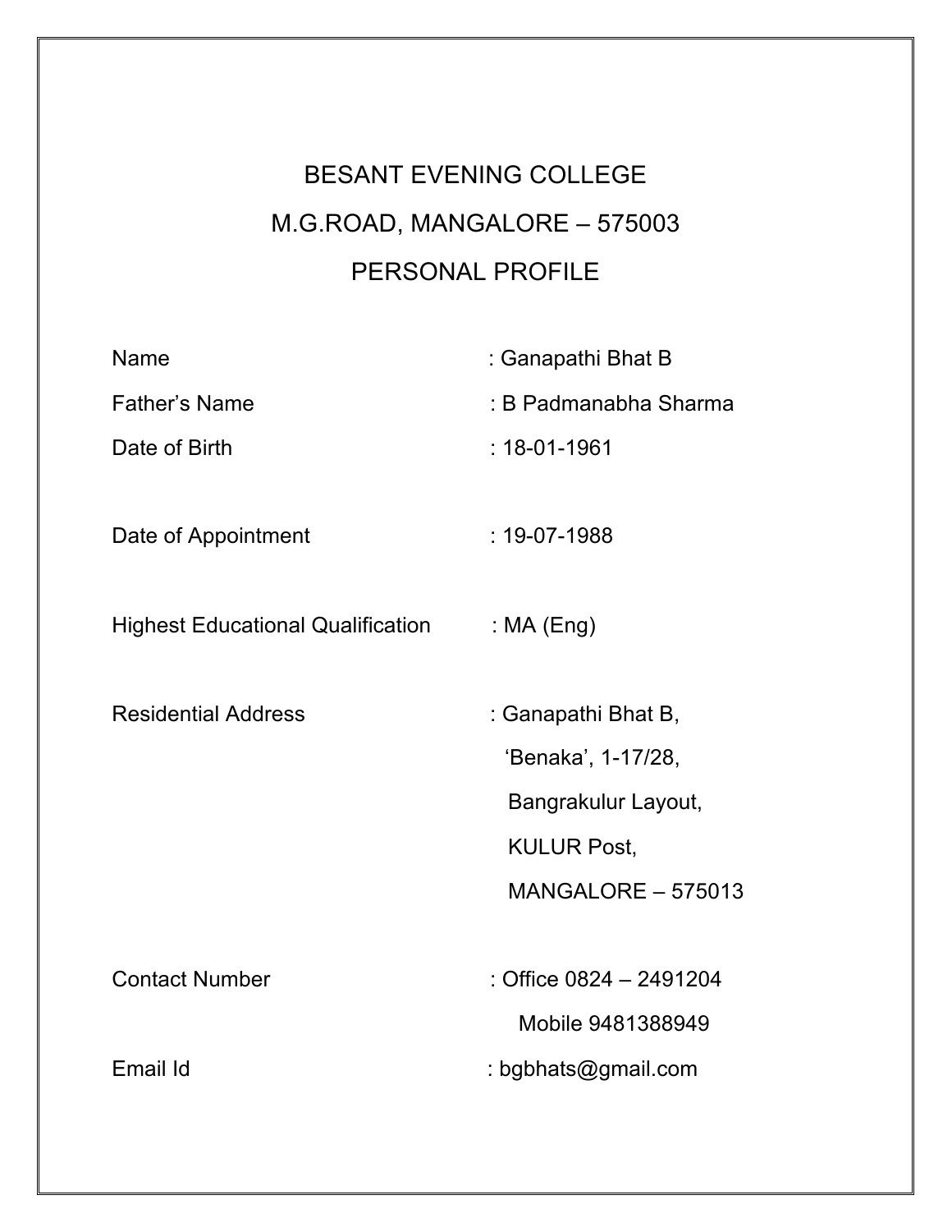# BESANT EVENING COLLEGE

## M.G.ROAD, MANGALORE – 575003

## PERSONAL PROFILE

| | |
|---|---|
| Name | : Ganapathi Bhat B |
| Father's Name | : B Padmanabha Sharma |
| Date of Birth | : 18-01-1961 |
| Date of Appointment | : 19-07-1988 |
| Highest Educational Qualification | : MA (Eng) |
| Residential Address | : Ganapathi Bhat B,<br>'Benaka', 1-17/28,<br>Bangrakulur Layout,<br>KULUR Post,<br>MANGALORE – 575013 |
| Contact Number | : Office 0824 – 2491204<br>Mobile 9481388949 |
| Email Id | : bgbhats@gmail.com |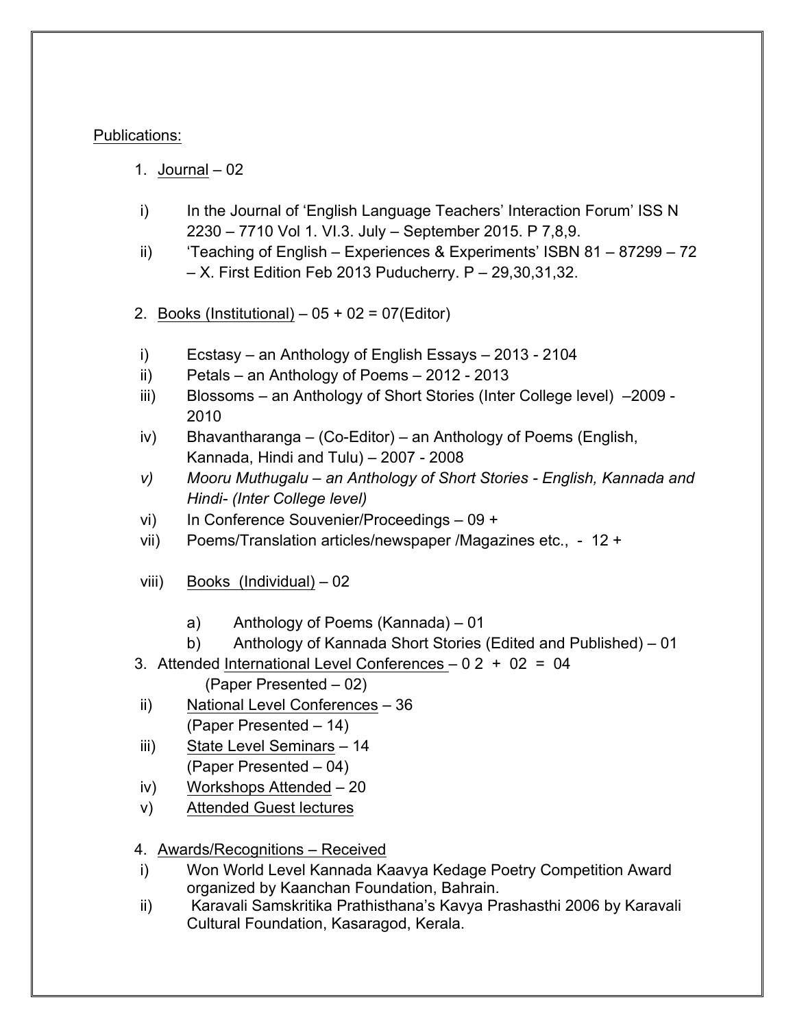<u>Publications:</u>

1. <u>Journal</u> – 02

   i) In the Journal of 'English Language Teachers' Interaction Forum' ISS N 2230 – 7710 Vol 1. VI.3. July – September 2015. P 7,8,9.

   ii) 'Teaching of English – Experiences & Experiments' ISBN 81 – 87299 – 72 – X. First Edition Feb 2013 Puducherry. P – 29,30,31,32.

2. <u>Books (Institutional)</u> – 05 + 02 = 07(Editor)

   i) Ecstasy – an Anthology of English Essays – 2013 - 2104

   ii) Petals – an Anthology of Poems – 2012 - 2013

   iii) Blossoms – an Anthology of Short Stories (Inter College level) –2009 - 2010

   iv) Bhavantharanga – (Co-Editor) – an Anthology of Poems (English, Kannada, Hindi and Tulu) – 2007 - 2008

   *v) Mooru Muthugalu – an Anthology of Short Stories - English, Kannada and Hindi- (Inter College level)*

   vi) In Conference Souvenier/Proceedings – 09 +

   vii) Poems/Translation articles/newspaper /Magazines etc., - 12 +

   viii) <u>Books (Individual)</u> – 02

      a) Anthology of Poems (Kannada) – 01

      b) Anthology of Kannada Short Stories (Edited and Published) – 01

3. Attended <u>International Level Conferences</u> – 0 2 + 02 = 04
   (Paper Presented – 02)

   ii) <u>National Level Conferences</u> – 36
   (Paper Presented – 14)

   iii) <u>State Level Seminars</u> – 14
   (Paper Presented – 04)

   iv) <u>Workshops Attended</u> – 20

   v) <u>Attended Guest lectures</u>

4. <u>Awards/Recognitions – Received</u>

   i) Won World Level Kannada Kaavya Kedage Poetry Competition Award organized by Kaanchan Foundation, Bahrain.

   ii) Karavali Samskritika Prathisthana's Kavya Prashasthi 2006 by Karavali Cultural Foundation, Kasaragod, Kerala.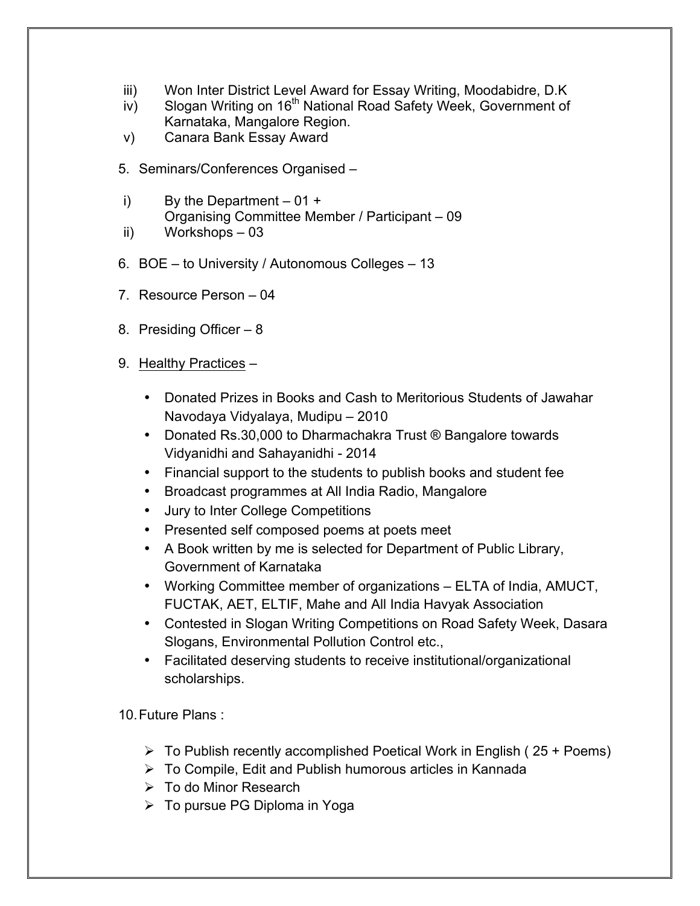iii) Won Inter District Level Award for Essay Writing, Moodabidre, D.K

iv) Slogan Writing on 16th National Road Safety Week, Government of Karnataka, Mangalore Region.

v) Canara Bank Essay Award

5. Seminars/Conferences Organised –

i) By the Department – 01 +
Organising Committee Member / Participant – 09

ii) Workshops – 03

6. BOE – to University / Autonomous Colleges – 13

7. Resource Person – 04

8. Presiding Officer – 8

9. <u>Healthy Practices</u> –

- Donated Prizes in Books and Cash to Meritorious Students of Jawahar Navodaya Vidyalaya, Mudipu – 2010
- Donated Rs.30,000 to Dharmachakra Trust ® Bangalore towards Vidyanidhi and Sahayanidhi - 2014
- Financial support to the students to publish books and student fee
- Broadcast programmes at All India Radio, Mangalore
- Jury to Inter College Competitions
- Presented self composed poems at poets meet
- A Book written by me is selected for Department of Public Library, Government of Karnataka
- Working Committee member of organizations – ELTA of India, AMUCT, FUCTAK, AET, ELTIF, Mahe and All India Havyak Association
- Contested in Slogan Writing Competitions on Road Safety Week, Dasara Slogans, Environmental Pollution Control etc.,
- Facilitated deserving students to receive institutional/organizational scholarships.

10. Future Plans :

- To Publish recently accomplished Poetical Work in English ( 25 + Poems)
- To Compile, Edit and Publish humorous articles in Kannada
- To do Minor Research
- To pursue PG Diploma in Yoga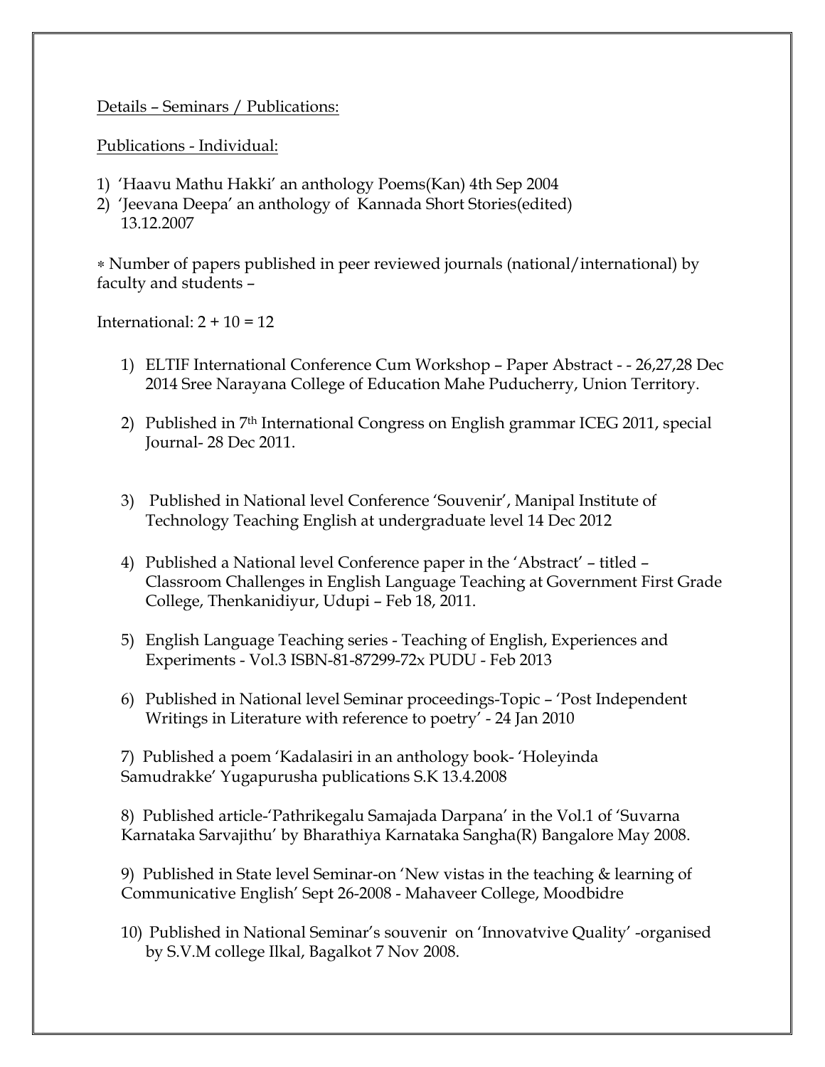Details – Seminars / Publications:

Publications - Individual:

1) 'Haavu Mathu Hakki' an anthology Poems(Kan) 4th Sep 2004
2) 'Jeevana Deepa' an anthology of Kannada Short Stories(edited) 13.12.2007

* Number of papers published in peer reviewed journals (national/international) by faculty and students –

International: 2 + 10 = 12

1) ELTIF International Conference Cum Workshop – Paper Abstract - - 26,27,28 Dec 2014 Sree Narayana College of Education Mahe Puducherry, Union Territory.

2) Published in 7th International Congress on English grammar ICEG 2011, special Journal- 28 Dec 2011.

3) Published in National level Conference 'Souvenir', Manipal Institute of Technology Teaching English at undergraduate level 14 Dec 2012

4) Published a National level Conference paper in the 'Abstract' – titled – Classroom Challenges in English Language Teaching at Government First Grade College, Thenkanidiyur, Udupi – Feb 18, 2011.

5) English Language Teaching series - Teaching of English, Experiences and Experiments - Vol.3 ISBN-81-87299-72x PUDU - Feb 2013

6) Published in National level Seminar proceedings-Topic – 'Post Independent Writings in Literature with reference to poetry' - 24 Jan 2010

7) Published a poem 'Kadalasiri in an anthology book- 'Holeyinda Samudrakke' Yugapurusha publications S.K 13.4.2008

8) Published article-'Pathrikegalu Samajada Darpana' in the Vol.1 of 'Suvarna Karnataka Sarvajithu' by Bharathiya Karnataka Sangha(R) Bangalore May 2008.

9) Published in State level Seminar-on 'New vistas in the teaching & learning of Communicative English' Sept 26-2008 - Mahaveer College, Moodbidre

10) Published in National Seminar's souvenir on 'Innovatvive Quality' -organised by S.V.M college Ilkal, Bagalkot 7 Nov 2008.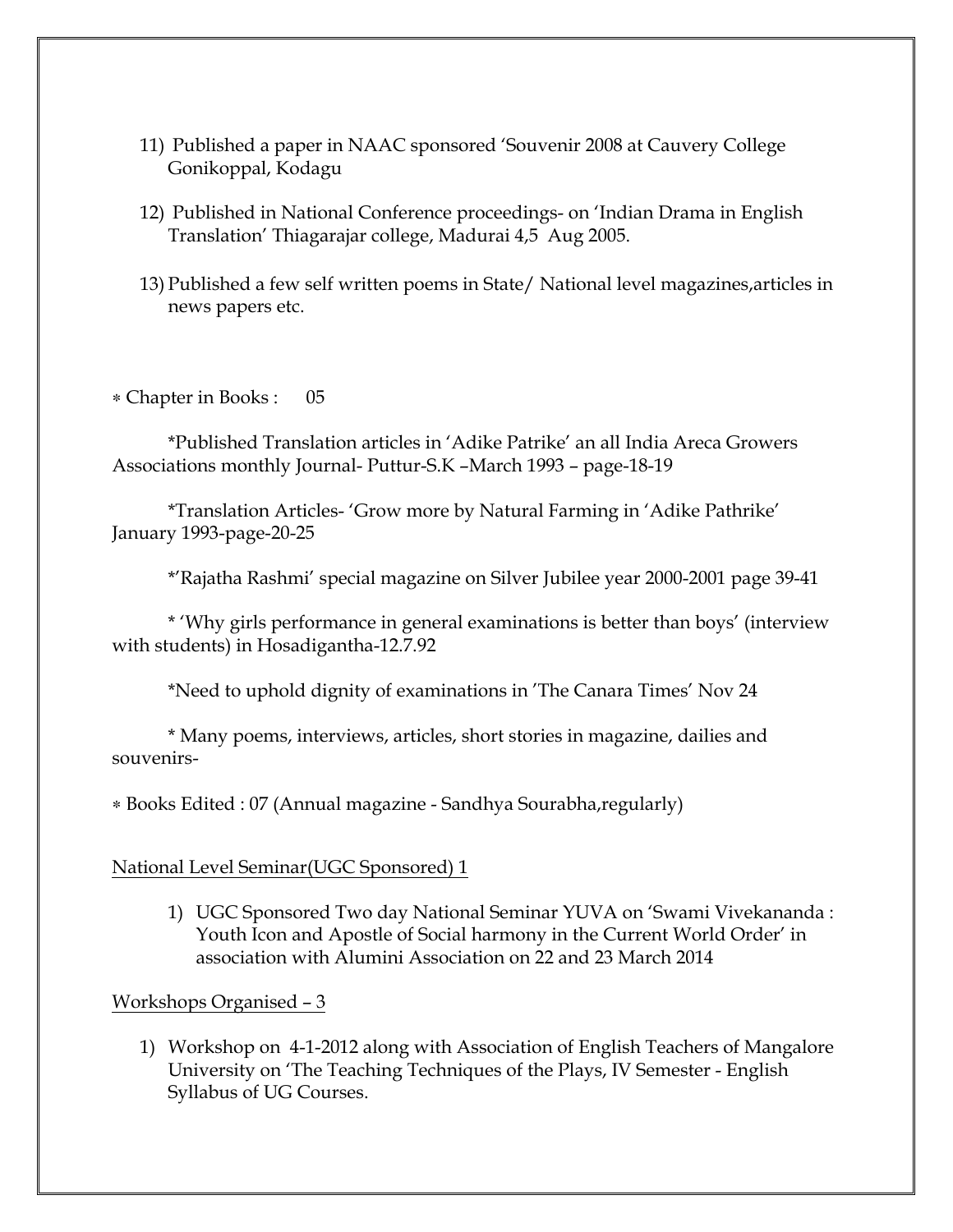11) Published a paper in NAAC sponsored 'Souvenir 2008 at Cauvery College Gonikoppal, Kodagu

12) Published in National Conference proceedings- on 'Indian Drama in English Translation' Thiagarajar college, Madurai 4,5 Aug 2005.

13) Published a few self written poems in State/ National level magazines,articles in news papers etc.

∗ Chapter in Books : 05

*Published Translation articles in 'Adike Patrike' an all India Areca Growers Associations monthly Journal- Puttur-S.K –March 1993 – page-18-19

*Translation Articles- 'Grow more by Natural Farming in 'Adike Pathrike' January 1993-page-20-25

*'Rajatha Rashmi' special magazine on Silver Jubilee year 2000-2001 page 39-41

* 'Why girls performance in general examinations is better than boys' (interview with students) in Hosadigantha-12.7.92

*Need to uphold dignity of examinations in 'The Canara Times' Nov 24

* Many poems, interviews, articles, short stories in magazine, dailies and souvenirs-

∗ Books Edited : 07 (Annual magazine - Sandhya Sourabha,regularly)

<u>National Level Seminar(UGC Sponsored) 1</u>

1) UGC Sponsored Two day National Seminar YUVA on 'Swami Vivekananda : Youth Icon and Apostle of Social harmony in the Current World Order' in association with Alumini Association on 22 and 23 March 2014

<u>Workshops Organised – 3</u>

1) Workshop on 4-1-2012 along with Association of English Teachers of Mangalore University on 'The Teaching Techniques of the Plays, IV Semester - English Syllabus of UG Courses.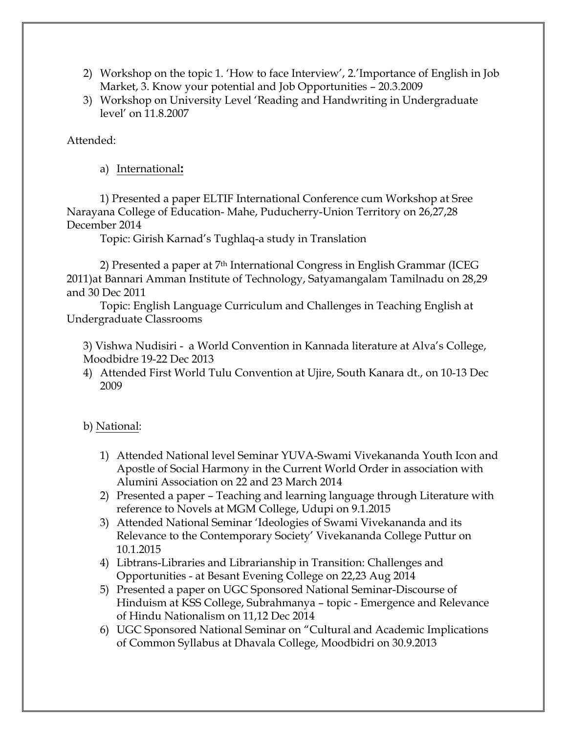2) Workshop on the topic 1. 'How to face Interview', 2.'Importance of English in Job Market, 3. Know your potential and Job Opportunities – 20.3.2009
3) Workshop on University Level 'Reading and Handwriting in Undergraduate level' on 11.8.2007

Attended:

a) <u>International</u>**:**

1) Presented a paper ELTIF International Conference cum Workshop at Sree Narayana College of Education- Mahe, Puducherry-Union Territory on 26,27,28 December 2014

Topic: Girish Karnad's Tughlaq-a study in Translation

2) Presented a paper at 7th International Congress in English Grammar (ICEG 2011)at Bannari Amman Institute of Technology, Satyamangalam Tamilnadu on 28,29 and 30 Dec 2011

Topic: English Language Curriculum and Challenges in Teaching English at Undergraduate Classrooms

3) Vishwa Nudisiri - a World Convention in Kannada literature at Alva's College, Moodbidre 19-22 Dec 2013

4) Attended First World Tulu Convention at Ujire, South Kanara dt., on 10-13 Dec 2009

b) <u>National</u>:

1) Attended National level Seminar YUVA-Swami Vivekananda Youth Icon and Apostle of Social Harmony in the Current World Order in association with Alumini Association on 22 and 23 March 2014
2) Presented a paper – Teaching and learning language through Literature with reference to Novels at MGM College, Udupi on 9.1.2015
3) Attended National Seminar 'Ideologies of Swami Vivekananda and its Relevance to the Contemporary Society' Vivekananda College Puttur on 10.1.2015
4) Libtrans-Libraries and Librarianship in Transition: Challenges and Opportunities - at Besant Evening College on 22,23 Aug 2014
5) Presented a paper on UGC Sponsored National Seminar-Discourse of Hinduism at KSS College, Subrahmanya – topic - Emergence and Relevance of Hindu Nationalism on 11,12 Dec 2014
6) UGC Sponsored National Seminar on "Cultural and Academic Implications of Common Syllabus at Dhavala College, Moodbidri on 30.9.2013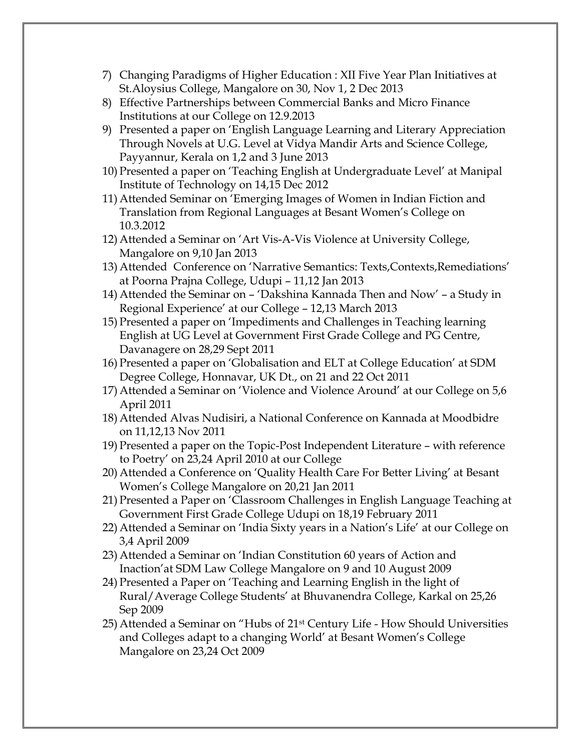7) Changing Paradigms of Higher Education : XII Five Year Plan Initiatives at St.Aloysius College, Mangalore on 30, Nov 1, 2 Dec 2013
8) Effective Partnerships between Commercial Banks and Micro Finance Institutions at our College on 12.9.2013
9) Presented a paper on 'English Language Learning and Literary Appreciation Through Novels at U.G. Level at Vidya Mandir Arts and Science College, Payyannur, Kerala on 1,2 and 3 June 2013
10) Presented a paper on 'Teaching English at Undergraduate Level' at Manipal Institute of Technology on 14,15 Dec 2012
11) Attended Seminar on 'Emerging Images of Women in Indian Fiction and Translation from Regional Languages at Besant Women's College on 10.3.2012
12) Attended a Seminar on 'Art Vis-A-Vis Violence at University College, Mangalore on 9,10 Jan 2013
13) Attended Conference on 'Narrative Semantics: Texts,Contexts,Remediations' at Poorna Prajna College, Udupi – 11,12 Jan 2013
14) Attended the Seminar on – 'Dakshina Kannada Then and Now' – a Study in Regional Experience' at our College – 12,13 March 2013
15) Presented a paper on 'Impediments and Challenges in Teaching learning English at UG Level at Government First Grade College and PG Centre, Davanagere on 28,29 Sept 2011
16) Presented a paper on 'Globalisation and ELT at College Education' at SDM Degree College, Honnavar, UK Dt., on 21 and 22 Oct 2011
17) Attended a Seminar on 'Violence and Violence Around' at our College on 5,6 April 2011
18) Attended Alvas Nudisiri, a National Conference on Kannada at Moodbidre on 11,12,13 Nov 2011
19) Presented a paper on the Topic-Post Independent Literature – with reference to Poetry' on 23,24 April 2010 at our College
20) Attended a Conference on 'Quality Health Care For Better Living' at Besant Women's College Mangalore on 20,21 Jan 2011
21) Presented a Paper on 'Classroom Challenges in English Language Teaching at Government First Grade College Udupi on 18,19 February 2011
22) Attended a Seminar on 'India Sixty years in a Nation's Life' at our College on 3,4 April 2009
23) Attended a Seminar on 'Indian Constitution 60 years of Action and Inaction'at SDM Law College Mangalore on 9 and 10 August 2009
24) Presented a Paper on 'Teaching and Learning English in the light of Rural/Average College Students' at Bhuvanendra College, Karkal on 25,26 Sep 2009
25) Attended a Seminar on "Hubs of 21st Century Life - How Should Universities and Colleges adapt to a changing World' at Besant Women's College Mangalore on 23,24 Oct 2009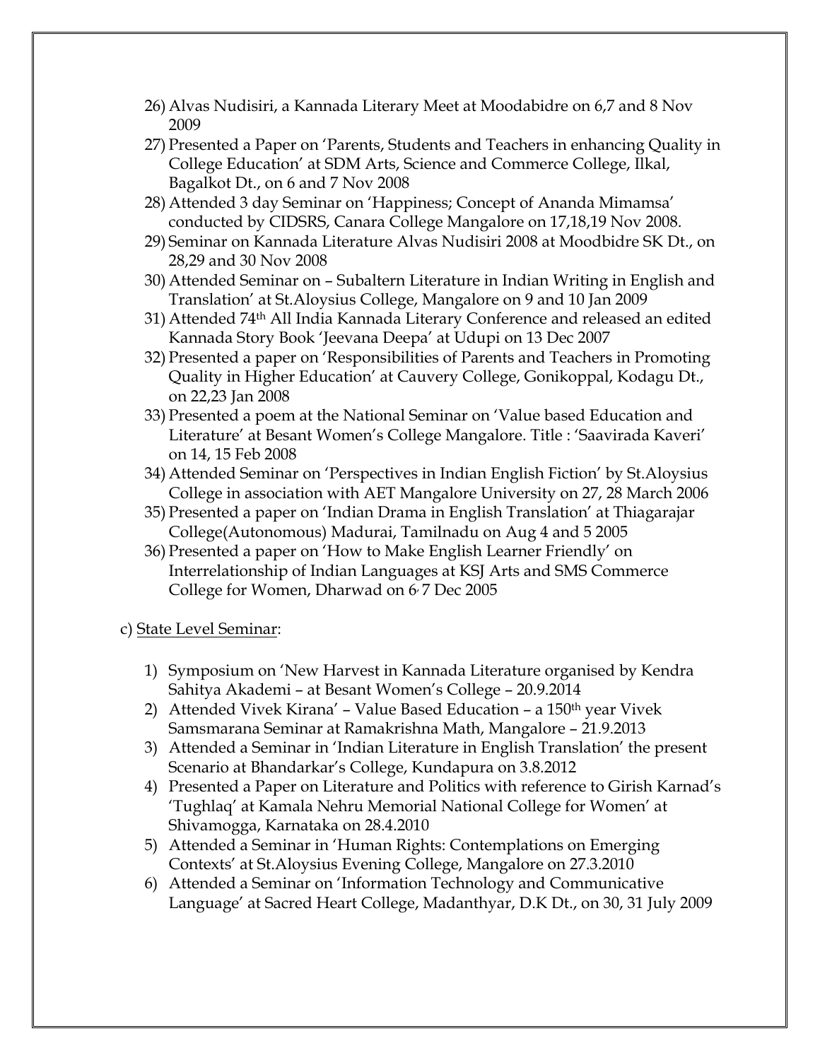26) Alvas Nudisiri, a Kannada Literary Meet at Moodabidre on 6,7 and 8 Nov 2009
27) Presented a Paper on 'Parents, Students and Teachers in enhancing Quality in College Education' at SDM Arts, Science and Commerce College, Ilkal, Bagalkot Dt., on 6 and 7 Nov 2008
28) Attended 3 day Seminar on 'Happiness; Concept of Ananda Mimamsa' conducted by CIDSRS, Canara College Mangalore on 17,18,19 Nov 2008.
29) Seminar on Kannada Literature Alvas Nudisiri 2008 at Moodbidre SK Dt., on 28,29 and 30 Nov 2008
30) Attended Seminar on – Subaltern Literature in Indian Writing in English and Translation' at St.Aloysius College, Mangalore on 9 and 10 Jan 2009
31) Attended 74th All India Kannada Literary Conference and released an edited Kannada Story Book 'Jeevana Deepa' at Udupi on 13 Dec 2007
32) Presented a paper on 'Responsibilities of Parents and Teachers in Promoting Quality in Higher Education' at Cauvery College, Gonikoppal, Kodagu Dt., on 22,23 Jan 2008
33) Presented a poem at the National Seminar on 'Value based Education and Literature' at Besant Women's College Mangalore. Title : 'Saavirada Kaveri' on 14, 15 Feb 2008
34) Attended Seminar on 'Perspectives in Indian English Fiction' by St.Aloysius College in association with AET Mangalore University on 27, 28 March 2006
35) Presented a paper on 'Indian Drama in English Translation' at Thiagarajar College(Autonomous) Madurai, Tamilnadu on Aug 4 and 5 2005
36) Presented a paper on 'How to Make English Learner Friendly' on Interrelationship of Indian Languages at KSJ Arts and SMS Commerce College for Women, Dharwad on 6, 7 Dec 2005

c) State Level Seminar:

1) Symposium on 'New Harvest in Kannada Literature organised by Kendra Sahitya Akademi – at Besant Women's College – 20.9.2014
2) Attended Vivek Kirana' – Value Based Education – a 150th year Vivek Samsmarana Seminar at Ramakrishna Math, Mangalore – 21.9.2013
3) Attended a Seminar in 'Indian Literature in English Translation' the present Scenario at Bhandarkar's College, Kundapura on 3.8.2012
4) Presented a Paper on Literature and Politics with reference to Girish Karnad's 'Tughlaq' at Kamala Nehru Memorial National College for Women' at Shivamogga, Karnataka on 28.4.2010
5) Attended a Seminar in 'Human Rights: Contemplations on Emerging Contexts' at St.Aloysius Evening College, Mangalore on 27.3.2010
6) Attended a Seminar on 'Information Technology and Communicative Language' at Sacred Heart College, Madanthyar, D.K Dt., on 30, 31 July 2009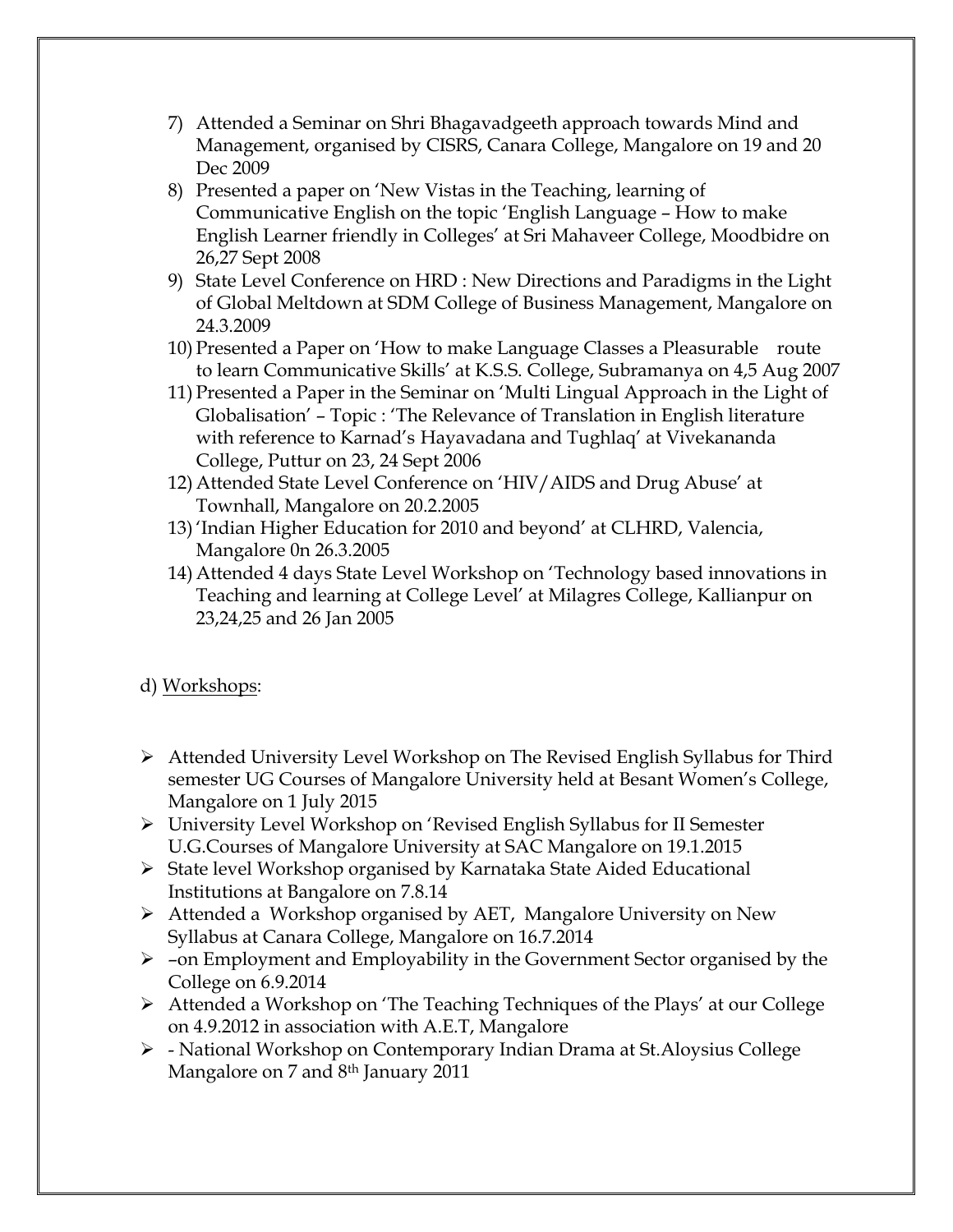7) Attended a Seminar on Shri Bhagavadgeeth approach towards Mind and Management, organised by CISRS, Canara College, Mangalore on 19 and 20 Dec 2009
8) Presented a paper on 'New Vistas in the Teaching, learning of Communicative English on the topic 'English Language – How to make English Learner friendly in Colleges' at Sri Mahaveer College, Moodbidre on 26,27 Sept 2008
9) State Level Conference on HRD : New Directions and Paradigms in the Light of Global Meltdown at SDM College of Business Management, Mangalore on 24.3.2009
10) Presented a Paper on 'How to make Language Classes a Pleasurable route to learn Communicative Skills' at K.S.S. College, Subramanya on 4,5 Aug 2007
11) Presented a Paper in the Seminar on 'Multi Lingual Approach in the Light of Globalisation' – Topic : 'The Relevance of Translation in English literature with reference to Karnad's Hayavadana and Tughlaq' at Vivekananda College, Puttur on 23, 24 Sept 2006
12) Attended State Level Conference on 'HIV/AIDS and Drug Abuse' at Townhall, Mangalore on 20.2.2005
13) 'Indian Higher Education for 2010 and beyond' at CLHRD, Valencia, Mangalore 0n 26.3.2005
14) Attended 4 days State Level Workshop on 'Technology based innovations in Teaching and learning at College Level' at Milagres College, Kallianpur on 23,24,25 and 26 Jan 2005

d) Workshops:

- Attended University Level Workshop on The Revised English Syllabus for Third semester UG Courses of Mangalore University held at Besant Women's College, Mangalore on 1 July 2015
- University Level Workshop on 'Revised English Syllabus for II Semester U.G.Courses of Mangalore University at SAC Mangalore on 19.1.2015
- State level Workshop organised by Karnataka State Aided Educational Institutions at Bangalore on 7.8.14
- Attended a Workshop organised by AET, Mangalore University on New Syllabus at Canara College, Mangalore on 16.7.2014
- –on Employment and Employability in the Government Sector organised by the College on 6.9.2014
- Attended a Workshop on 'The Teaching Techniques of the Plays' at our College on 4.9.2012 in association with A.E.T, Mangalore
- - National Workshop on Contemporary Indian Drama at St.Aloysius College Mangalore on 7 and 8th January 2011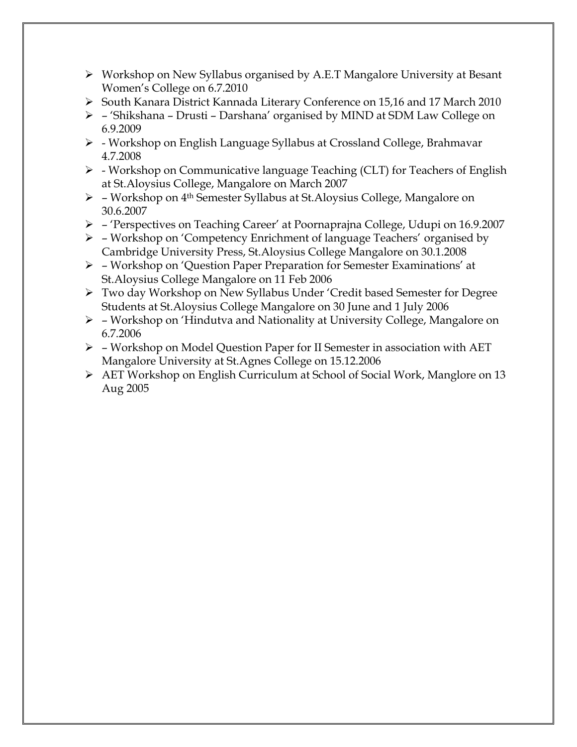- Workshop on New Syllabus organised by A.E.T Mangalore University at Besant Women's College on 6.7.2010
- South Kanara District Kannada Literary Conference on 15,16 and 17 March 2010
- – 'Shikshana – Drusti – Darshana' organised by MIND at SDM Law College on 6.9.2009
- - Workshop on English Language Syllabus at Crossland College, Brahmavar 4.7.2008
- - Workshop on Communicative language Teaching (CLT) for Teachers of English at St.Aloysius College, Mangalore on March 2007
- – Workshop on 4th Semester Syllabus at St.Aloysius College, Mangalore on 30.6.2007
- – 'Perspectives on Teaching Career' at Poornaprajna College, Udupi on 16.9.2007
- – Workshop on 'Competency Enrichment of language Teachers' organised by Cambridge University Press, St.Aloysius College Mangalore on 30.1.2008
- – Workshop on 'Question Paper Preparation for Semester Examinations' at St.Aloysius College Mangalore on 11 Feb 2006
- Two day Workshop on New Syllabus Under 'Credit based Semester for Degree Students at St.Aloysius College Mangalore on 30 June and 1 July 2006
- – Workshop on 'Hindutva and Nationality at University College, Mangalore on 6.7.2006
- – Workshop on Model Question Paper for II Semester in association with AET Mangalore University at St.Agnes College on 15.12.2006
- AET Workshop on English Curriculum at School of Social Work, Manglore on 13 Aug 2005